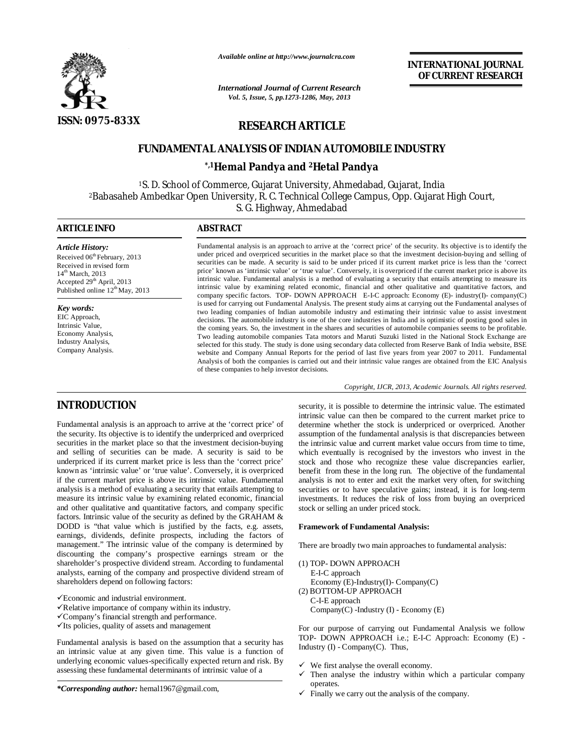Available online at http://www.journalcra.com

International Journal of Current Research
Vol. 5, Issue, 5, pp.1273-1286, May, 2013

INTERNATIONAL JOURNAL OF CURRENT RESEARCH

ISSN: 0975-833X

RESEARCH ARTICLE

# FUNDAMENTAL ANALYSIS OF INDIAN AUTOMOBILE INDUSTRY

**[*,1]Hemal Pandya and [2]Hetal Pandya**

[1]S. D. School of Commerce, Gujarat University, Ahmedabad, Gujarat, India
[2]Babasaheb Ambedkar Open University, R. C. Technical College Campus, Opp. Gujarat High Court, S. G. Highway, Ahmedabad

## ARTICLE INFO

*Article History:*
Received 06th February, 2013
Received in revised form
14th March, 2013
Accepted 29th April, 2013
Published online 12th May, 2013

*Key words:*
EIC Approach,
Intrinsic Value,
Economy Analysis,
Industry Analysis,
Company Analysis.

## ABSTRACT

Fundamental analysis is an approach to arrive at the 'correct price' of the security. Its objective is to identify the under priced and overpriced securities in the market place so that the investment decision-buying and selling of securities can be made. A security is said to be under priced if its current market price is less than the 'correct price' known as 'intrinsic value' or 'true value'. Conversely, it is overpriced if the current market price is above its intrinsic value. Fundamental analysis is a method of evaluating a security that entails attempting to measure its intrinsic value by examining related economic, financial and other qualitative and quantitative factors, and company specific factors. TOP- DOWN APPROACH E-I-C approach: Economy (E)- industry(I)- company(C) is used for carrying out Fundamental Analysis. The present study aims at carrying out the Fundamental analyses of two leading companies of Indian automobile industry and estimating their intrinsic value to assist investment decisions. The automobile industry is one of the core industries in India and is optimistic of posting good sales in the coming years. So, the investment in the shares and securities of automobile companies seems to be profitable. Two leading automobile companies Tata motors and Maruti Suzuki listed in the National Stock Exchange are selected for this study. The study is done using secondary data collected from Reserve Bank of India website, BSE website and Company Annual Reports for the period of last five years from year 2007 to 2011. Fundamental Analysis of both the companies is carried out and their intrinsic value ranges are obtained from the EIC Analysis of these companies to help investor decisions.

*Copyright, IJCR, 2013, Academic Journals. All rights reserved.*

## INTRODUCTION

Fundamental analysis is an approach to arrive at the 'correct price' of the security. Its objective is to identify the underpriced and overpriced securities in the market place so that the investment decision-buying and selling of securities can be made. A security is said to be underpriced if its current market price is less than the 'correct price' known as 'intrinsic value' or 'true value'. Conversely, it is overpriced if the current market price is above its intrinsic value. Fundamental analysis is a method of evaluating a security that entails attempting to measure its intrinsic value by examining related economic, financial and other qualitative and quantitative factors, and company specific factors. Intrinsic value of the security as defined by the GRAHAM & DODD is "that value which is justified by the facts, e.g. assets, earnings, dividends, definite prospects, including the factors of management." The intrinsic value of the company is determined by discounting the company's prospective earnings stream or the shareholder's prospective dividend stream. According to fundamental analysts, earning of the company and prospective dividend stream of shareholders depend on following factors:

- ✓Economic and industrial environment.
- ✓Relative importance of company within its industry.
- ✓Company's financial strength and performance.
- ✓Its policies, quality of assets and management

Fundamental analysis is based on the assumption that a security has an intrinsic value at any given time. This value is a function of underlying economic values-specifically expected return and risk. By assessing these fundamental determinants of intrinsic value of a security, it is possible to determine the intrinsic value. The estimated intrinsic value can then be compared to the current market price to determine whether the stock is underpriced or overpriced. Another assumption of the fundamental analysis is that discrepancies between the intrinsic value and current market value occurs from time to time, which eventually is recognised by the investors who invest in the stock and those who recognize these value discrepancies earlier, benefit from these in the long run. The objective of the fundamental analysis is not to enter and exit the market very often, for switching securities or to have speculative gains; instead, it is for long-term investments. It reduces the risk of loss from buying an overpriced stock or selling an under priced stock.

**Framework of Fundamental Analysis:**

There are broadly two main approaches to fundamental analysis:

(1) TOP- DOWN APPROACH
E-I-C approach
Economy (E)-Industry(I)- Company(C)
(2) BOTTOM-UP APPROACH
C-I-E approach
Company(C) -Industry (I) - Economy (E)

For our purpose of carrying out Fundamental Analysis we follow TOP- DOWN APPROACH i.e.; E-I-C Approach: Economy (E) - Industry (I) - Company(C). Thus,

- ✓ We first analyse the overall economy.
- ✓ Then analyse the industry within which a particular company operates.
- ✓ Finally we carry out the analysis of the company.

*\*Corresponding author:* hemal1967@gmail.com,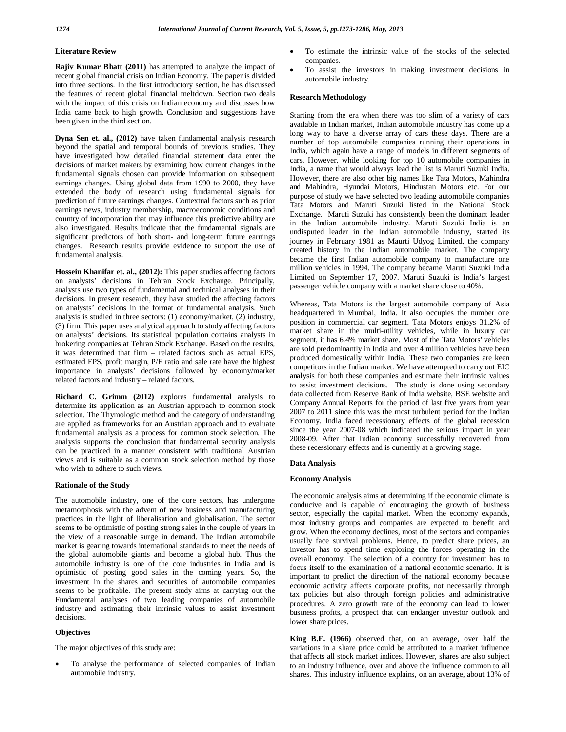## Literature Review

**Rajiv Kumar Bhatt (2011)** has attempted to analyze the impact of recent global financial crisis on Indian Economy. The paper is divided into three sections. In the first introductory section, he has discussed the features of recent global financial meltdown. Section two deals with the impact of this crisis on Indian economy and discusses how India came back to high growth. Conclusion and suggestions have been given in the third section.

**Dyna Sen et. al., (2012)** have taken fundamental analysis research beyond the spatial and temporal bounds of previous studies. They have investigated how detailed financial statement data enter the decisions of market makers by examining how current changes in the fundamental signals chosen can provide information on subsequent earnings changes. Using global data from 1990 to 2000, they have extended the body of research using fundamental signals for prediction of future earnings changes. Contextual factors such as prior earnings news, industry membership, macroeconomic conditions and country of incorporation that may influence this predictive ability are also investigated. Results indicate that the fundamental signals are significant predictors of both short- and long-term future earnings changes. Research results provide evidence to support the use of fundamental analysis.

**Hossein Khanifar et. al., (2012):** This paper studies affecting factors on analysts' decisions in Tehran Stock Exchange. Principally, analysts use two types of fundamental and technical analyses in their decisions. In present research, they have studied the affecting factors on analysts' decisions in the format of fundamental analysis. Such analysis is studied in three sectors: (1) economy/market, (2) industry, (3) firm. This paper uses analytical approach to study affecting factors on analysts' decisions. Its statistical population contains analysts in brokering companies at Tehran Stock Exchange. Based on the results, it was determined that firm – related factors such as actual EPS, estimated EPS, profit margin, P/E ratio and sale rate have the highest importance in analysts' decisions followed by economy/market related factors and industry – related factors.

**Richard C. Grimm (2012)** explores fundamental analysis to determine its application as an Austrian approach to common stock selection. The Thymologic method and the category of understanding are applied as frameworks for an Austrian approach and to evaluate fundamental analysis as a process for common stock selection. The analysis supports the conclusion that fundamental security analysis can be practiced in a manner consistent with traditional Austrian views and is suitable as a common stock selection method by those who wish to adhere to such views.

## Rationale of the Study

The automobile industry, one of the core sectors, has undergone metamorphosis with the advent of new business and manufacturing practices in the light of liberalisation and globalisation. The sector seems to be optimistic of posting strong sales in the couple of years in the view of a reasonable surge in demand. The Indian automobile market is gearing towards international standards to meet the needs of the global automobile giants and become a global hub. Thus the automobile industry is one of the core industries in India and is optimistic of posting good sales in the coming years. So, the investment in the shares and securities of automobile companies seems to be profitable. The present study aims at carrying out the Fundamental analyses of two leading companies of automobile industry and estimating their intrinsic values to assist investment decisions.

## Objectives

The major objectives of this study are:

- To analyse the performance of selected companies of Indian automobile industry.
- To estimate the intrinsic value of the stocks of the selected companies.
- To assist the investors in making investment decisions in automobile industry.

## Research Methodology

Starting from the era when there was too slim of a variety of cars available in Indian market, Indian automobile industry has come up a long way to have a diverse array of cars these days. There are a number of top automobile companies running their operations in India, which again have a range of models in different segments of cars. However, while looking for top 10 automobile companies in India, a name that would always lead the list is Maruti Suzuki India. However, there are also other big names like Tata Motors, Mahindra and Mahindra, Hyundai Motors, Hindustan Motors etc. For our purpose of study we have selected two leading automobile companies Tata Motors and Maruti Suzuki listed in the National Stock Exchange. Maruti Suzuki has consistently been the dominant leader in the Indian automobile industry. Maruti Suzuki India is an undisputed leader in the Indian automobile industry, started its journey in February 1981 as Maurti Udyog Limited, the company created history in the Indian automobile market. The company became the first Indian automobile company to manufacture one million vehicles in 1994. The company became Maruti Suzuki India Limited on September 17, 2007. Maruti Suzuki is India's largest passenger vehicle company with a market share close to 40%.

Whereas, Tata Motors is the largest automobile company of Asia headquartered in Mumbai, India. It also occupies the number one position in commercial car segment. Tata Motors enjoys 31.2% of market share in the multi-utility vehicles, while in luxury car segment, it has 6.4% market share. Most of the Tata Motors' vehicles are sold predominantly in India and over 4 million vehicles have been produced domestically within India. These two companies are keen competitors in the Indian market. We have attempted to carry out EIC analysis for both these companies and estimate their intrinsic values to assist investment decisions. The study is done using secondary data collected from Reserve Bank of India website, BSE website and Company Annual Reports for the period of last five years from year 2007 to 2011 since this was the most turbulent period for the Indian Economy. India faced recessionary effects of the global recession since the year 2007-08 which indicated the serious impact in year 2008-09. After that Indian economy successfully recovered from these recessionary effects and is currently at a growing stage.

## Data Analysis

### Economy Analysis

The economic analysis aims at determining if the economic climate is conducive and is capable of encouraging the growth of business sector, especially the capital market. When the economy expands, most industry groups and companies are expected to benefit and grow. When the economy declines, most of the sectors and companies usually face survival problems. Hence, to predict share prices, an investor has to spend time exploring the forces operating in the overall economy. The selection of a country for investment has to focus itself to the examination of a national economic scenario. It is important to predict the direction of the national economy because economic activity affects corporate profits, not necessarily through tax policies but also through foreign policies and administrative procedures. A zero growth rate of the economy can lead to lower business profits, a prospect that can endanger investor outlook and lower share prices.

**King B.F. (1966)** observed that, on an average, over half the variations in a share price could be attributed to a market influence that affects all stock market indices. However, shares are also subject to an industry influence, over and above the influence common to all shares. This industry influence explains, on an average, about 13% of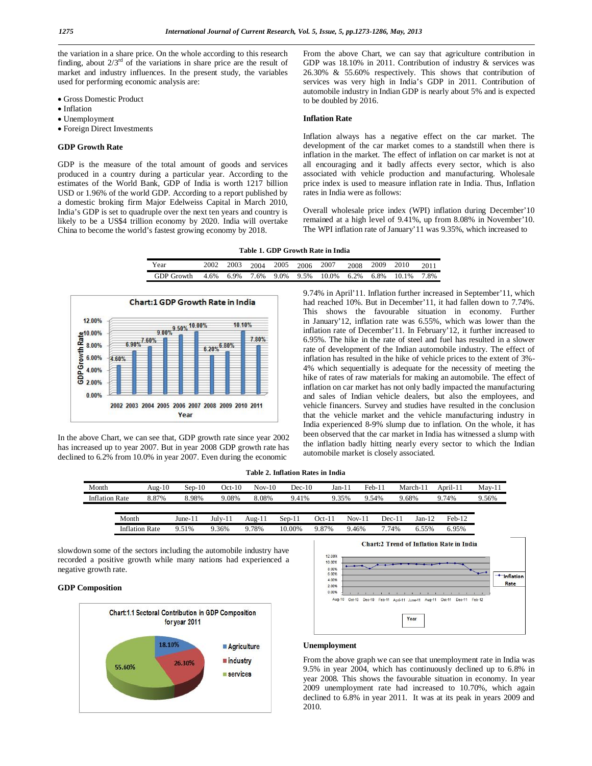the variation in a share price. On the whole according to this research finding, about 2/3rd of the variations in share price are the result of market and industry influences. In the present study, the variables used for performing economic analysis are:

- Gross Domestic Product
- Inflation
- Unemployment
- Foreign Direct Investments

### GDP Growth Rate

GDP is the measure of the total amount of goods and services produced in a country during a particular year. According to the estimates of the World Bank, GDP of India is worth 1217 billion USD or 1.96% of the world GDP. According to a report published by a domestic broking firm Major Edelweiss Capital in March 2010, India's GDP is set to quadruple over the next ten years and country is likely to be a US$4 trillion economy by 2020. India will overtake China to become the world's fastest growing economy by 2018.

**Table 1. GDP Growth Rate in India**

| Year | 2002 | 2003 | 2004 | 2005 | 2006 | 2007 | 2008 | 2009 | 2010 | 2011 |
|---|---|---|---|---|---|---|---|---|---|---|
| GDP Growth | 4.6% | 6.9% | 7.6% | 9.0% | 9.5% | 10.0% | 6.2% | 6.8% | 10.1% | 7.8% |

Chart:1 GDP Growth Rate in India

In the above Chart, we can see that, GDP growth rate since year 2002 has increased up to year 2007. But in year 2008 GDP growth rate has declined to 6.2% from 10.0% in year 2007. Even during the economic slowdown some of the sectors including the automobile industry have recorded a positive growth while many nations had experienced a negative growth rate.

### GDP Composition

Chart:1.1 Sectoral Contribution in GDP Composition for year 2011

From the above Chart, we can say that agriculture contribution in GDP was 18.10% in 2011. Contribution of industry & services was 26.30% & 55.60% respectively. This shows that contribution of services was very high in India's GDP in 2011. Contribution of automobile industry in Indian GDP is nearly about 5% and is expected to be doubled by 2016.

### Inflation Rate

Inflation always has a negative effect on the car market. The development of the car market comes to a standstill when there is inflation in the market. The effect of inflation on car market is not at all encouraging and it badly affects every sector, which is also associated with vehicle production and manufacturing. Wholesale price index is used to measure inflation rate in India. Thus, Inflation rates in India were as follows:

Overall wholesale price index (WPI) inflation during December'10 remained at a high level of 9.41%, up from 8.08% in November'10. The WPI inflation rate of January'11 was 9.35%, which increased to 9.74% in April'11. Inflation further increased in September'11, which had reached 10%. But in December'11, it had fallen down to 7.74%. This shows the favourable situation in economy. Further in January'12, inflation rate was 6.55%, which was lower than the inflation rate of December'11. In February'12, it further increased to 6.95%. The hike in the rate of steel and fuel has resulted in a slower rate of development of the Indian automobile industry. The effect of inflation has resulted in the hike of vehicle prices to the extent of 3%-4% which sequentially is adequate for the necessity of meeting the hike of rates of raw materials for making an automobile. The effect of inflation on car market has not only badly impacted the manufacturing and sales of Indian vehicle dealers, but also the employees, and vehicle financers. Survey and studies have resulted in the conclusion that the vehicle market and the vehicle manufacturing industry in India experienced 8-9% slump due to inflation. On the whole, it has been observed that the car market in India has witnessed a slump with the inflation badly hitting nearly every sector to which the Indian automobile market is closely associated.

**Table 2. Inflation Rates in India**

| Month | Aug-10 | Sep-10 | Oct-10 | Nov-10 | Dec-10 | Jan-11 | Feb-11 | March-11 | April-11 | May-11 |
|---|---|---|---|---|---|---|---|---|---|---|
| Inflation Rate | 8.87% | 8.98% | 9.08% | 8.08% | 9.41% | 9.35% | 9.54% | 9.68% | 9.74% | 9.56% |

| Month | June-11 | July-11 | Aug-11 | Sep-11 | Oct-11 | Nov-11 | Dec-11 | Jan-12 | Feb-12 |
|---|---|---|---|---|---|---|---|---|---|
| Inflation Rate | 9.51% | 9.36% | 9.78% | 10.00% | 9.87% | 9.46% | 7.74% | 6.55% | 6.95% |

Chart:2 Trend of Inflation Rate in India

### Unemployment

From the above graph we can see that unemployment rate in India was 9.5% in year 2004, which has continuously declined up to 6.8% in year 2008. This shows the favourable situation in economy. In year 2009 unemployment rate had increased to 10.70%, which again declined to 6.8% in year 2011. It was at its peak in years 2009 and 2010.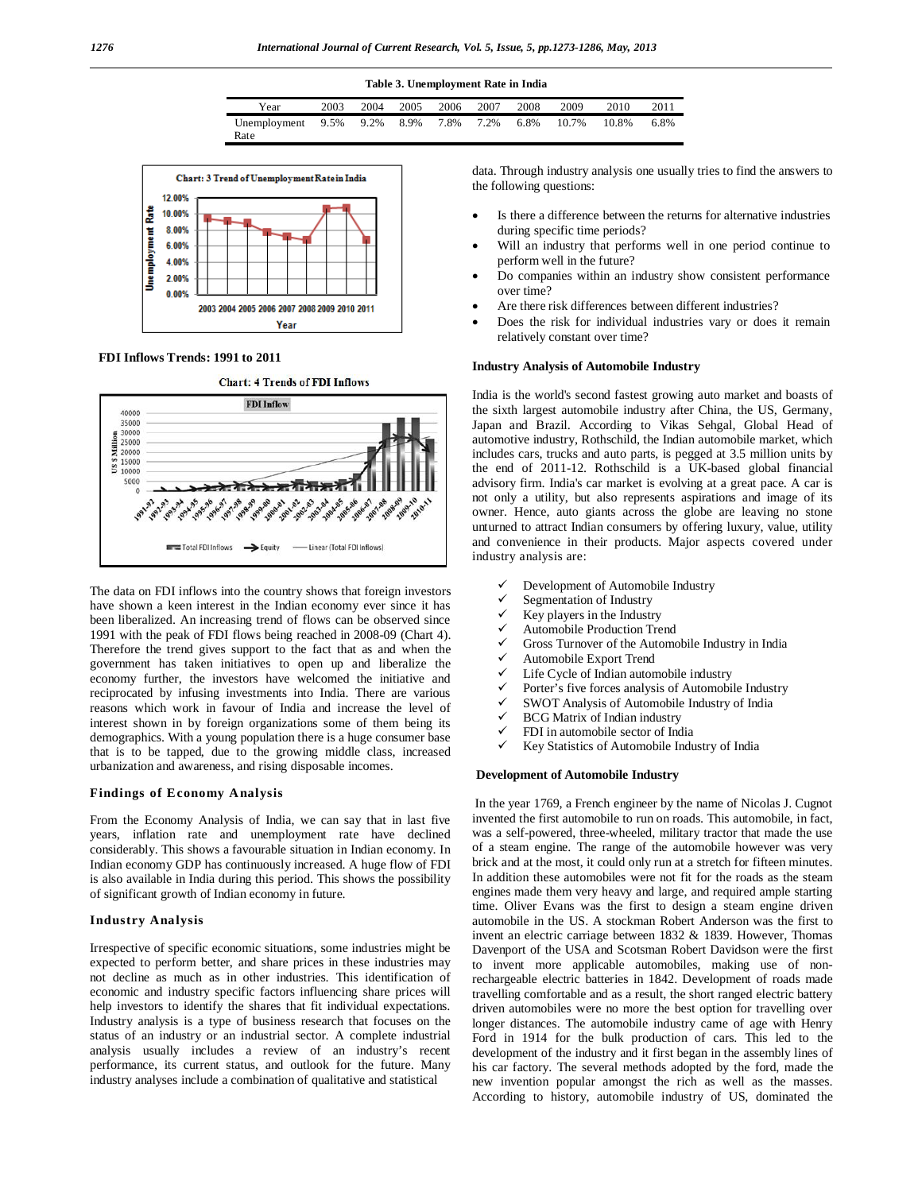**Table 3. Unemployment Rate in India**

| Year | 2003 | 2004 | 2005 | 2006 | 2007 | 2008 | 2009 | 2010 | 2011 |
|---|---|---|---|---|---|---|---|---|---|
| Unemployment Rate | 9.5% | 9.2% | 8.9% | 7.8% | 7.2% | 6.8% | 10.7% | 10.8% | 6.8% |

Chart: 3 Trend of Unemployment Rate in India

### FDI Inflows Trends: 1991 to 2011

Chart: 4 Trends of FDI Inflows

The data on FDI inflows into the country shows that foreign investors have shown a keen interest in the Indian economy ever since it has been liberalized. An increasing trend of flows can be observed since 1991 with the peak of FDI flows being reached in 2008-09 (Chart 4). Therefore the trend gives support to the fact that as and when the government has taken initiatives to open up and liberalize the economy further, the investors have welcomed the initiative and reciprocated by infusing investments into India. There are various reasons which work in favour of India and increase the level of interest shown in by foreign organizations some of them being its demographics. With a young population there is a huge consumer base that is to be tapped, due to the growing middle class, increased urbanization and awareness, and rising disposable incomes.

### Findings of Economy Analysis

From the Economy Analysis of India, we can say that in last five years, inflation rate and unemployment rate have declined considerably. This shows a favourable situation in Indian economy. In Indian economy GDP has continuously increased. A huge flow of FDI is also available in India during this period. This shows the possibility of significant growth of Indian economy in future.

### Industry Analysis

Irrespective of specific economic situations, some industries might be expected to perform better, and share prices in these industries may not decline as much as in other industries. This identification of economic and industry specific factors influencing share prices will help investors to identify the shares that fit individual expectations. Industry analysis is a type of business research that focuses on the status of an industry or an industrial sector. A complete industrial analysis usually includes a review of an industry's recent performance, its current status, and outlook for the future. Many industry analyses include a combination of qualitative and statistical data. Through industry analysis one usually tries to find the answers to the following questions:

- Is there a difference between the returns for alternative industries during specific time periods?
- Will an industry that performs well in one period continue to perform well in the future?
- Do companies within an industry show consistent performance over time?
- Are there risk differences between different industries?
- Does the risk for individual industries vary or does it remain relatively constant over time?

### Industry Analysis of Automobile Industry

India is the world's second fastest growing auto market and boasts of the sixth largest automobile industry after China, the US, Germany, Japan and Brazil. According to Vikas Sehgal, Global Head of automotive industry, Rothschild, the Indian automobile market, which includes cars, trucks and auto parts, is pegged at 3.5 million units by the end of 2011-12. Rothschild is a UK-based global financial advisory firm. India's car market is evolving at a great pace. A car is not only a utility, but also represents aspirations and image of its owner. Hence, auto giants across the globe are leaving no stone unturned to attract Indian consumers by offering luxury, value, utility and convenience in their products. Major aspects covered under industry analysis are:

- ✓ Development of Automobile Industry
- ✓ Segmentation of Industry
- ✓ Key players in the Industry
- ✓ Automobile Production Trend
- ✓ Gross Turnover of the Automobile Industry in India
- ✓ Automobile Export Trend
- ✓ Life Cycle of Indian automobile industry
- ✓ Porter's five forces analysis of Automobile Industry
- ✓ SWOT Analysis of Automobile Industry of India
- ✓ BCG Matrix of Indian industry
- ✓ FDI in automobile sector of India
- ✓ Key Statistics of Automobile Industry of India

### Development of Automobile Industry

In the year 1769, a French engineer by the name of Nicolas J. Cugnot invented the first automobile to run on roads. This automobile, in fact, was a self-powered, three-wheeled, military tractor that made the use of a steam engine. The range of the automobile however was very brick and at the most, it could only run at a stretch for fifteen minutes. In addition these automobiles were not fit for the roads as the steam engines made them very heavy and large, and required ample starting time. Oliver Evans was the first to design a steam engine driven automobile in the US. A stockman Robert Anderson was the first to invent an electric carriage between 1832 & 1839. However, Thomas Davenport of the USA and Scotsman Robert Davidson were the first to invent more applicable automobiles, making use of non-rechargeable electric batteries in 1842. Development of roads made travelling comfortable and as a result, the short ranged electric battery driven automobiles were no more the best option for travelling over longer distances. The automobile industry came of age with Henry Ford in 1914 for the bulk production of cars. This led to the development of the industry and it first began in the assembly lines of his car factory. The several methods adopted by the ford, made the new invention popular amongst the rich as well as the masses. According to history, automobile industry of US, dominated the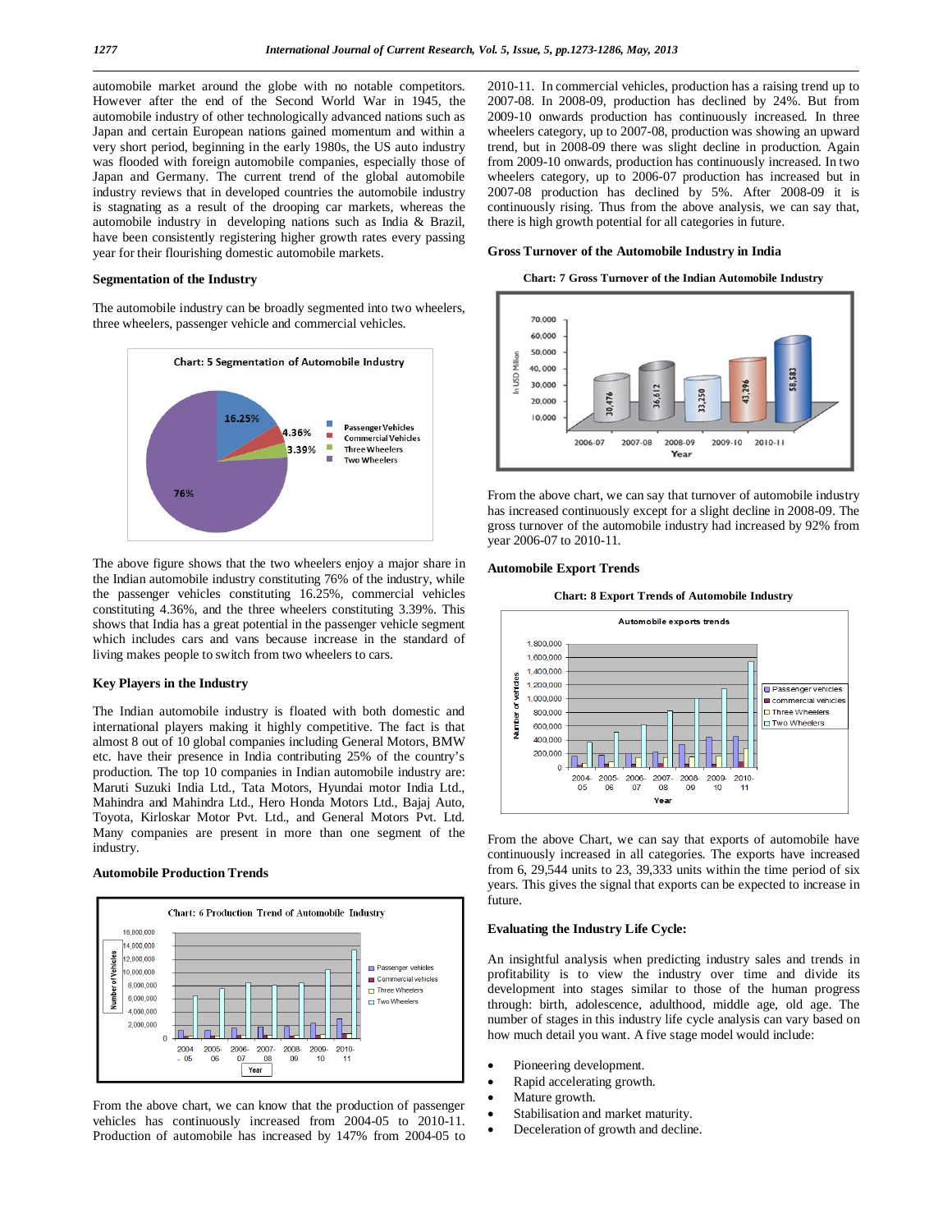automobile market around the globe with no notable competitors. However after the end of the Second World War in 1945, the automobile industry of other technologically advanced nations such as Japan and certain European nations gained momentum and within a very short period, beginning in the early 1980s, the US auto industry was flooded with foreign automobile companies, especially those of Japan and Germany. The current trend of the global automobile industry reviews that in developed countries the automobile industry is stagnating as a result of the drooping car markets, whereas the automobile industry in developing nations such as India & Brazil, have been consistently registering higher growth rates every passing year for their flourishing domestic automobile markets.

### Segmentation of the Industry

The automobile industry can be broadly segmented into two wheelers, three wheelers, passenger vehicle and commercial vehicles.

Chart: 5 Segmentation of Automobile Industry

The above figure shows that the two wheelers enjoy a major share in the Indian automobile industry constituting 76% of the industry, while the passenger vehicles constituting 16.25%, commercial vehicles constituting 4.36%, and the three wheelers constituting 3.39%. This shows that India has a great potential in the passenger vehicle segment which includes cars and vans because increase in the standard of living makes people to switch from two wheelers to cars.

### Key Players in the Industry

The Indian automobile industry is floated with both domestic and international players making it highly competitive. The fact is that almost 8 out of 10 global companies including General Motors, BMW etc. have their presence in India contributing 25% of the country's production. The top 10 companies in Indian automobile industry are: Maruti Suzuki India Ltd., Tata Motors, Hyundai motor India Ltd., Mahindra and Mahindra Ltd., Hero Honda Motors Ltd., Bajaj Auto, Toyota, Kirloskar Motor Pvt. Ltd., and General Motors Pvt. Ltd. Many companies are present in more than one segment of the industry.

### Automobile Production Trends

Chart: 6 Production Trend of Automobile Industry

From the above chart, we can know that the production of passenger vehicles has continuously increased from 2004-05 to 2010-11. Production of automobile has increased by 147% from 2004-05 to 2010-11. In commercial vehicles, production has a raising trend up to 2007-08. In 2008-09, production has declined by 24%. But from 2009-10 onwards, production has continuously increased. In three wheelers category, up to 2007-08, production was showing an upward trend, but in 2008-09 there was slight decline in production. Again from 2009-10 onwards, production has continuously increased. In two wheelers category, up to 2006-07 production has increased but in 2007-08 production has declined by 5%. After 2008-09 it is continuously rising. Thus from the above analysis, we can say that, there is high growth potential for all categories in future.

### Gross Turnover of the Automobile Industry in India

Chart: 7 Gross Turnover of the Indian Automobile Industry

From the above chart, we can say that turnover of automobile industry has increased continuously except for a slight decline in 2008-09. The gross turnover of the automobile industry had increased by 92% from year 2006-07 to 2010-11.

### Automobile Export Trends

Chart: 8 Export Trends of Automobile Industry

From the above Chart, we can say that exports of automobile have continuously increased in all categories. The exports have increased from 6, 29,544 units to 23, 39,333 units within the time period of six years. This gives the signal that exports can be expected to increase in future.

### Evaluating the Industry Life Cycle:

An insightful analysis when predicting industry sales and trends in profitability is to view the industry over time and divide its development into stages similar to those of the human progress through: birth, adolescence, adulthood, middle age, old age. The number of stages in this industry life cycle analysis can vary based on how much detail you want. A five stage model would include:

- Pioneering development.
- Rapid accelerating growth.
- Mature growth.
- Stabilisation and market maturity.
- Deceleration of growth and decline.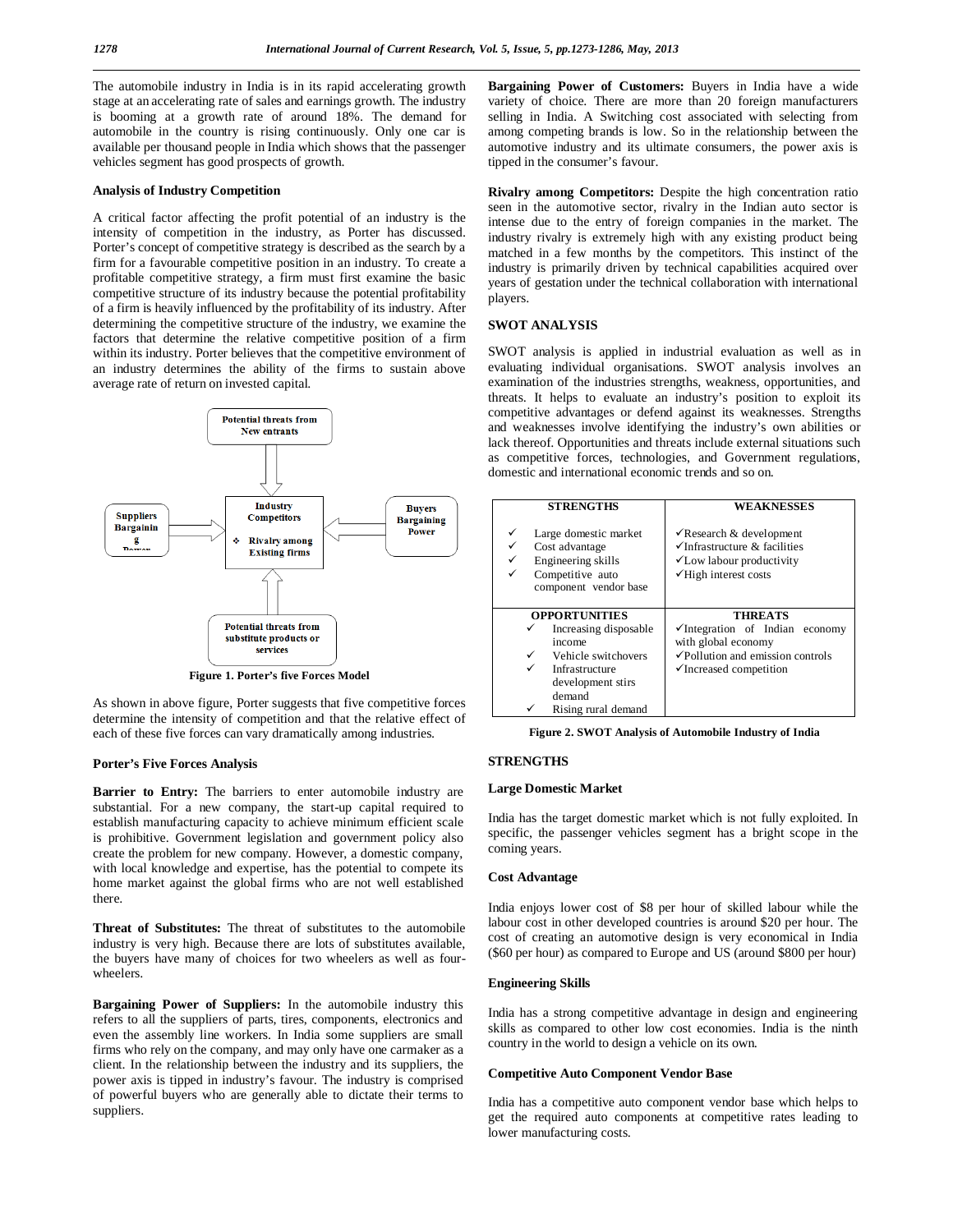The automobile industry in India is in its rapid accelerating growth stage at an accelerating rate of sales and earnings growth. The industry is booming at a growth rate of around 18%. The demand for automobile in the country is rising continuously. Only one car is available per thousand people in India which shows that the passenger vehicles segment has good prospects of growth.

### Analysis of Industry Competition

A critical factor affecting the profit potential of an industry is the intensity of competition in the industry, as Porter has discussed. Porter's concept of competitive strategy is described as the search by a firm for a favourable competitive position in an industry. To create a profitable competitive strategy, a firm must first examine the basic competitive structure of its industry because the potential profitability of a firm is heavily influenced by the profitability of its industry. After determining the competitive structure of the industry, we examine the factors that determine the relative competitive position of a firm within its industry. Porter believes that the competitive environment of an industry determines the ability of the firms to sustain above average rate of return on invested capital.

Potential threats from New entrants

Suppliers Bargaining Power

Industry Competitors
- Rivalry among Existing firms

Buyers Bargaining Power

Potential threats from substitute products or services

**Figure 1. Porter's five Forces Model**

As shown in above figure, Porter suggests that five competitive forces determine the intensity of competition and that the relative effect of each of these five forces can vary dramatically among industries.

### Porter's Five Forces Analysis

**Barrier to Entry:** The barriers to enter automobile industry are substantial. For a new company, the start-up capital required to establish manufacturing capacity to achieve minimum efficient scale is prohibitive. Government legislation and government policy also create the problem for new company. However, a domestic company, with local knowledge and expertise, has the potential to compete its home market against the global firms who are not well established there.

**Threat of Substitutes:** The threat of substitutes to the automobile industry is very high. Because there are lots of substitutes available, the buyers have many of choices for two wheelers as well as four-wheelers.

**Bargaining Power of Suppliers:** In the automobile industry this refers to all the suppliers of parts, tires, components, electronics and even the assembly line workers. In India some suppliers are small firms who rely on the company, and may only have one carmaker as a client. In the relationship between the industry and its suppliers, the power axis is tipped in industry's favour. The industry is comprised of powerful buyers who are generally able to dictate their terms to suppliers.

**Bargaining Power of Customers:** Buyers in India have a wide variety of choice. There are more than 20 foreign manufacturers selling in India. A Switching cost associated with selecting from among competing brands is low. So in the relationship between the automotive industry and its ultimate consumers, the power axis is tipped in the consumer's favour.

**Rivalry among Competitors:** Despite the high concentration ratio seen in the automotive sector, rivalry in the Indian auto sector is intense due to the entry of foreign companies in the market. The industry rivalry is extremely high with any existing product being matched in a few months by the competitors. This instinct of the industry is primarily driven by technical capabilities acquired over years of gestation under the technical collaboration with international players.

## SWOT ANALYSIS

SWOT analysis is applied in industrial evaluation as well as in evaluating individual organisations. SWOT analysis involves an examination of the industries strengths, weakness, opportunities, and threats. It helps to evaluate an industry's position to exploit its competitive advantages or defend against its weaknesses. Strengths and weaknesses involve identifying the industry's own abilities or lack thereof. Opportunities and threats include external situations such as competitive forces, technologies, and Government regulations, domestic and international economic trends and so on.

| STRENGTHS | WEAKNESSES |
|---|---|
| ✓ Large domestic market<br>✓ Cost advantage<br>✓ Engineering skills<br>✓ Competitive auto component vendor base | ✓Research & development<br>✓Infrastructure & facilities<br>✓Low labour productivity<br>✓High interest costs |
| **OPPORTUNITIES** | **THREATS** |
| ✓ Increasing disposable income<br>✓ Vehicle switchovers<br>✓ Infrastructure development stirs demand<br>✓ Rising rural demand | ✓Integration of Indian economy with global economy<br>✓Pollution and emission controls<br>✓Increased competition |

**Figure 2. SWOT Analysis of Automobile Industry of India**

## STRENGTHS

### Large Domestic Market

India has the target domestic market which is not fully exploited. In specific, the passenger vehicles segment has a bright scope in the coming years.

### Cost Advantage

India enjoys lower cost of $8 per hour of skilled labour while the labour cost in other developed countries is around $20 per hour. The cost of creating an automotive design is very economical in India ($60 per hour) as compared to Europe and US (around $800 per hour)

### Engineering Skills

India has a strong competitive advantage in design and engineering skills as compared to other low cost economies. India is the ninth country in the world to design a vehicle on its own.

### Competitive Auto Component Vendor Base

India has a competitive auto component vendor base which helps to get the required auto components at competitive rates leading to lower manufacturing costs.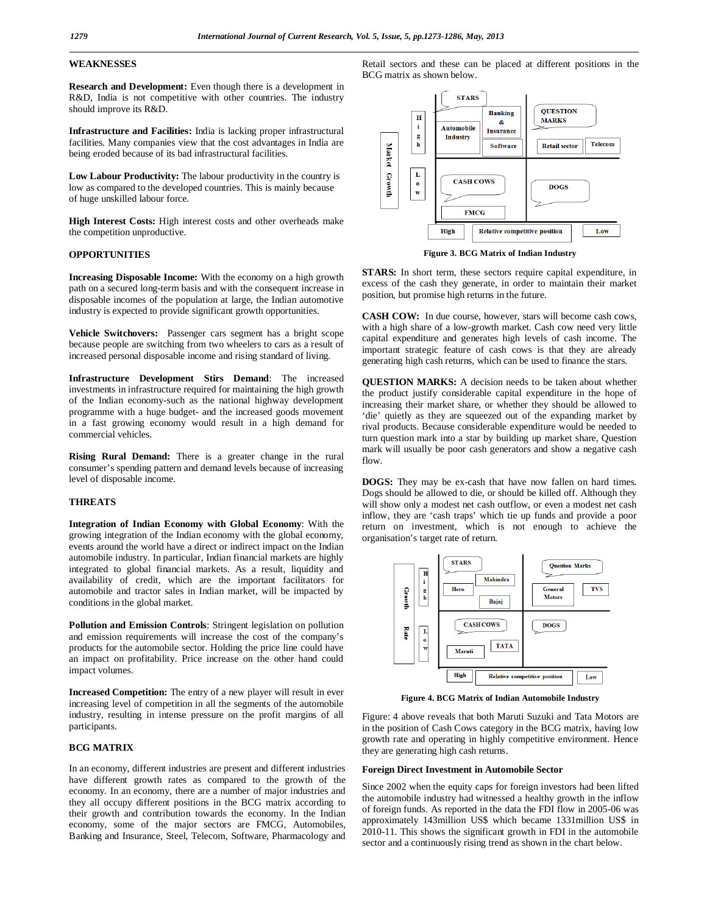### WEAKNESSES

**Research and Development:** Even though there is a development in R&D, India is not competitive with other countries. The industry should improve its R&D.

**Infrastructure and Facilities:** India is lacking proper infrastructural facilities. Many companies view that the cost advantages in India are being eroded because of its bad infrastructural facilities.

**Low Labour Productivity:** The labour productivity in the country is low as compared to the developed countries. This is mainly because of huge unskilled labour force.

**High Interest Costs:** High interest costs and other overheads make the competition unproductive.

### OPPORTUNITIES

**Increasing Disposable Income:** With the economy on a high growth path on a secured long-term basis and with the consequent increase in disposable incomes of the population at large, the Indian automotive industry is expected to provide significant growth opportunities.

**Vehicle Switchovers:** Passenger cars segment has a bright scope because people are switching from two wheelers to cars as a result of increased personal disposable income and rising standard of living.

**Infrastructure Development Stirs Demand**: The increased investments in infrastructure required for maintaining the high growth of the Indian economy-such as the national highway development programme with a huge budget- and the increased goods movement in a fast growing economy would result in a high demand for commercial vehicles.

**Rising Rural Demand:** There is a greater change in the rural consumer's spending pattern and demand levels because of increasing level of disposable income.

### THREATS

**Integration of Indian Economy with Global Economy**: With the growing integration of the Indian economy with the global economy, events around the world have a direct or indirect impact on the Indian automobile industry. In particular, Indian financial markets are highly integrated to global financial markets. As a result, liquidity and availability of credit, which are the important facilitators for automobile and tractor sales in Indian market, will be impacted by conditions in the global market.

**Pollution and Emission Controls**: Stringent legislation on pollution and emission requirements will increase the cost of the company's products for the automobile sector. Holding the price line could have an impact on profitability. Price increase on the other hand could impact volumes.

**Increased Competition:** The entry of a new player will result in ever increasing level of competition in all the segments of the automobile industry, resulting in intense pressure on the profit margins of all participants.

### BCG MATRIX

In an economy, different industries are present and different industries have different growth rates as compared to the growth of the economy. In an economy, there are a number of major industries and they all occupy different positions in the BCG matrix according to their growth and contribution towards the economy. In the Indian economy, some of the major sectors are FMCG, Automobiles, Banking and Insurance, Steel, Telecom, Software, Pharmacology and Retail sectors and these can be placed at different positions in the BCG matrix as shown below.

| Market Growth | STARS | | QUESTION MARKS | |
|---|---|---|---|---|
| High | Automobile Industry | Banking & Insurance; Software | Retail sector | Telecom |
| Low | CASH COWS: FMCG | | DOGS | |
| | High | Relative competitive position | | Low |

**Figure 3. BCG Matrix of Indian Industry**

**STARS:** In short term, these sectors require capital expenditure, in excess of the cash they generate, in order to maintain their market position, but promise high returns in the future.

**CASH COW:** In due course, however, stars will become cash cows, with a high share of a low-growth market. Cash cow need very little capital expenditure and generates high levels of cash income. The important strategic feature of cash cows is that they are already generating high cash returns, which can be used to finance the stars.

**QUESTION MARKS:** A decision needs to be taken about whether the product justify considerable capital expenditure in the hope of increasing their market share, or whether they should be allowed to 'die' quietly as they are squeezed out of the expanding market by rival products. Because considerable expenditure would be needed to turn question mark into a star by building up market share, Question mark will usually be poor cash generators and show a negative cash flow.

**DOGS:** They may be ex-cash that have now fallen on hard times. Dogs should be allowed to die, or should be killed off. Although they will show only a modest net cash outflow, or even a modest net cash inflow, they are 'cash traps' which tie up funds and provide a poor return on investment, which is not enough to achieve the organisation's target rate of return.

| Growth Rate | STARS | | Question Marks | |
|---|---|---|---|---|
| High | Hero | Mahindra; Bajaj | General Motors | TVS |
| Low | CASH COWS: Maruti | TATA | DOGS | |
| | High | Relative competitive position | | Low |

**Figure 4. BCG Matrix of Indian Automobile Industry**

Figure: 4 above reveals that both Maruti Suzuki and Tata Motors are in the position of Cash Cows category in the BCG matrix, having low growth rate and operating in highly competitive environment. Hence they are generating high cash returns.

#### Foreign Direct Investment in Automobile Sector

Since 2002 when the equity caps for foreign investors had been lifted the automobile industry had witnessed a healthy growth in the inflow of foreign funds. As reported in the data the FDI flow in 2005-06 was approximately 143million US$ which became 1331million US$ in 2010-11. This shows the significant growth in FDI in the automobile sector and a continuously rising trend as shown in the chart below.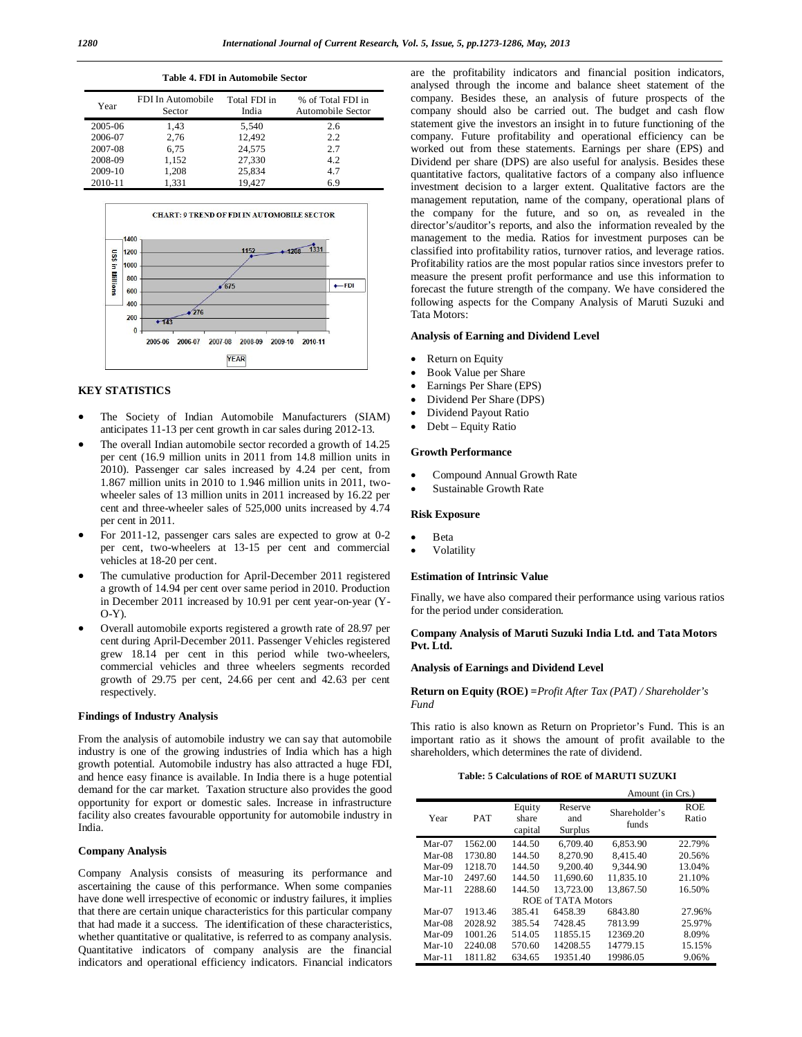**Table 4. FDI in Automobile Sector**

| Year | FDI In Automobile Sector | Total FDI in India | % of Total FDI in Automobile Sector |
|---|---|---|---|
| 2005-06 | 1,43 | 5,540 | 2.6 |
| 2006-07 | 2,76 | 12,492 | 2.2 |
| 2007-08 | 6,75 | 24,575 | 2.7 |
| 2008-09 | 1,152 | 27,330 | 4.2 |
| 2009-10 | 1,208 | 25,834 | 4.7 |
| 2010-11 | 1,331 | 19,427 | 6.9 |

CHART: 9 TREND OF FDI IN AUTOMOBILE SECTOR

## KEY STATISTICS

- The Society of Indian Automobile Manufacturers (SIAM) anticipates 11-13 per cent growth in car sales during 2012-13.
- The overall Indian automobile sector recorded a growth of 14.25 per cent (16.9 million units in 2011 from 14.8 million units in 2010). Passenger car sales increased by 4.24 per cent, from 1.867 million units in 2010 to 1.946 million units in 2011, two-wheeler sales of 13 million units in 2011 increased by 16.22 per cent and three-wheeler sales of 525,000 units increased by 4.74 per cent in 2011.
- For 2011-12, passenger cars sales are expected to grow at 0-2 per cent, two-wheelers at 13-15 per cent and commercial vehicles at 18-20 per cent.
- The cumulative production for April-December 2011 registered a growth of 14.94 per cent over same period in 2010. Production in December 2011 increased by 10.91 per cent year-on-year (Y-O-Y).
- Overall automobile exports registered a growth rate of 28.97 per cent during April-December 2011. Passenger Vehicles registered grew 18.14 per cent in this period while two-wheelers, commercial vehicles and three wheelers segments recorded growth of 29.75 per cent, 24.66 per cent and 42.63 per cent respectively.

### Findings of Industry Analysis

From the analysis of automobile industry we can say that automobile industry is one of the growing industries of India which has a high growth potential. Automobile industry has also attracted a huge FDI, and hence easy finance is available. In India there is a huge potential demand for the car market. Taxation structure also provides the good opportunity for export or domestic sales. Increase in infrastructure facility also creates favourable opportunity for automobile industry in India.

### Company Analysis

Company Analysis consists of measuring its performance and ascertaining the cause of this performance. When some companies have done well irrespective of economic or industry failures, it implies that there are certain unique characteristics for this particular company that had made it a success. The identification of these characteristics, whether quantitative or qualitative, is referred to as company analysis. Quantitative indicators of company analysis are the financial indicators and operational efficiency indicators. Financial indicators are the profitability indicators and financial position indicators, analysed through the income and balance sheet statement of the company. Besides these, an analysis of future prospects of the company should also be carried out. The budget and cash flow statement give the investors an insight in to future functioning of the company. Future profitability and operational efficiency can be worked out from these statements. Earnings per share (EPS) and Dividend per share (DPS) are also useful for analysis. Besides these quantitative factors, qualitative factors of a company also influence investment decision to a larger extent. Qualitative factors are the management reputation, name of the company, operational plans of the company for the future, and so on, as revealed in the director's/auditor's reports, and also the information revealed by the management to the media. Ratios for investment purposes can be classified into profitability ratios, turnover ratios, and leverage ratios. Profitability ratios are the most popular ratios since investors prefer to measure the present profit performance and use this information to forecast the future strength of the company. We have considered the following aspects for the Company Analysis of Maruti Suzuki and Tata Motors:

### Analysis of Earning and Dividend Level

- Return on Equity
- Book Value per Share
- Earnings Per Share (EPS)
- Dividend Per Share (DPS)
- Dividend Payout Ratio
- Debt – Equity Ratio

### Growth Performance

- Compound Annual Growth Rate
- Sustainable Growth Rate

### Risk Exposure

- Beta
- Volatility

### Estimation of Intrinsic Value

Finally, we have also compared their performance using various ratios for the period under consideration.

### Company Analysis of Maruti Suzuki India Ltd. and Tata Motors Pvt. Ltd.

### Analysis of Earnings and Dividend Level

**Return on Equity (ROE) =** *Profit After Tax (PAT) / Shareholder's Fund*

This ratio is also known as Return on Proprietor's Fund. This is an important ratio as it shows the amount of profit available to the shareholders, which determines the rate of dividend.

**Table: 5 Calculations of ROE of MARUTI SUZUKI**

Amount (in Crs.)

| Year | PAT | Equity share capital | Reserve and Surplus | Shareholder's funds | ROE Ratio |
|---|---|---|---|---|---|
| Mar-07 | 1562.00 | 144.50 | 6,709.40 | 6,853.90 | 22.79% |
| Mar-08 | 1730.80 | 144.50 | 8,270.90 | 8,415.40 | 20.56% |
| Mar-09 | 1218.70 | 144.50 | 9,200.40 | 9,344.90 | 13.04% |
| Mar-10 | 2497.60 | 144.50 | 11,690.60 | 11,835.10 | 21.10% |
| Mar-11 | 2288.60 | 144.50 | 13,723.00 | 13,867.50 | 16.50% |
| ROE of TATA Motors | | | | | |
| Mar-07 | 1913.46 | 385.41 | 6458.39 | 6843.80 | 27.96% |
| Mar-08 | 2028.92 | 385.54 | 7428.45 | 7813.99 | 25.97% |
| Mar-09 | 1001.26 | 514.05 | 11855.15 | 12369.20 | 8.09% |
| Mar-10 | 2240.08 | 570.60 | 14208.55 | 14779.15 | 15.15% |
| Mar-11 | 1811.82 | 634.65 | 19351.40 | 19986.05 | 9.06% |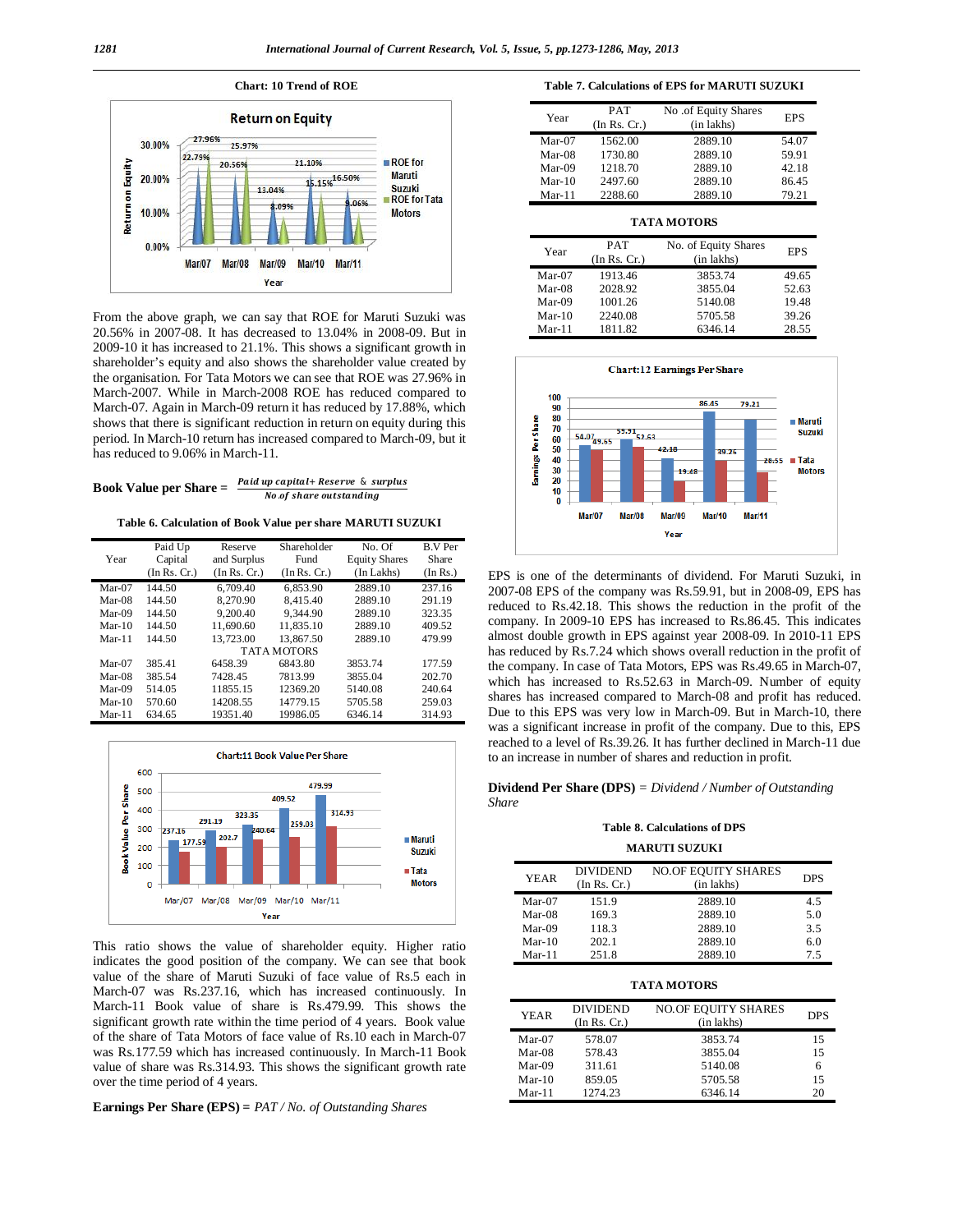Chart: 10 Trend of ROE

From the above graph, we can say that ROE for Maruti Suzuki was 20.56% in 2007-08. It has decreased to 13.04% in 2008-09. But in 2009-10 it has increased to 21.1%. This shows a significant growth in shareholder's equity and also shows the shareholder value created by the organisation. For Tata Motors we can see that ROE was 27.96% in March-2007. While in March-2008 ROE has reduced compared to March-07. Again in March-09 return it has reduced by 17.88%, which shows that there is significant reduction in return on equity during this period. In March-10 return has increased compared to March-09, but it has reduced to 9.06% in March-11.

**Book Value per Share =** $\frac{\text{Paid up capital + Reserve \& surplus}}{\text{No.of share outstanding}}$

**Table 6. Calculation of Book Value per share MARUTI SUZUKI**

| Year | Paid Up Capital (In Rs. Cr.) | Reserve and Surplus (In Rs. Cr.) | Shareholder Fund (In Rs. Cr.) | No. Of Equity Shares (In Lakhs) | B.V Per Share (In Rs.) |
|---|---|---|---|---|---|
| Mar-07 | 144.50 | 6,709.40 | 6,853.90 | 2889.10 | 237.16 |
| Mar-08 | 144.50 | 8,270.90 | 8,415.40 | 2889.10 | 291.19 |
| Mar-09 | 144.50 | 9,200.40 | 9,344.90 | 2889.10 | 323.35 |
| Mar-10 | 144.50 | 11,690.60 | 11,835.10 | 2889.10 | 409.52 |
| Mar-11 | 144.50 | 13,723.00 | 13,867.50 | 2889.10 | 479.99 |
| | | TATA MOTORS | | | |
| Mar-07 | 385.41 | 6458.39 | 6843.80 | 3853.74 | 177.59 |
| Mar-08 | 385.54 | 7428.45 | 7813.99 | 3855.04 | 202.70 |
| Mar-09 | 514.05 | 11855.15 | 12369.20 | 5140.08 | 240.64 |
| Mar-10 | 570.60 | 14208.55 | 14779.15 | 5705.58 | 259.03 |
| Mar-11 | 634.65 | 19351.40 | 19986.05 | 6346.14 | 314.93 |

Chart:11 Book Value Per Share

This ratio shows the value of shareholder equity. Higher ratio indicates the good position of the company. We can see that book value of the share of Maruti Suzuki of face value of Rs.5 each in March-07 was Rs.237.16, which has increased continuously. In March-11 Book value of share is Rs.479.99. This shows the significant growth rate within the time period of 4 years. Book value of the share of Tata Motors of face value of Rs.10 each in March-07 was Rs.177.59 which has increased continuously. In March-11 Book value of share was Rs.314.93. This shows the significant growth rate over the time period of 4 years.

**Earnings Per Share (EPS) =** *PAT / No. of Outstanding Shares*

**Table 7. Calculations of EPS for MARUTI SUZUKI**

| Year | PAT (In Rs. Cr.) | No .of Equity Shares (in lakhs) | EPS |
|---|---|---|---|
| Mar-07 | 1562.00 | 2889.10 | 54.07 |
| Mar-08 | 1730.80 | 2889.10 | 59.91 |
| Mar-09 | 1218.70 | 2889.10 | 42.18 |
| Mar-10 | 2497.60 | 2889.10 | 86.45 |
| Mar-11 | 2288.60 | 2889.10 | 79.21 |

**TATA MOTORS**

| Year | PAT (In Rs. Cr.) | No. of Equity Shares (in lakhs) | EPS |
|---|---|---|---|
| Mar-07 | 1913.46 | 3853.74 | 49.65 |
| Mar-08 | 2028.92 | 3855.04 | 52.63 |
| Mar-09 | 1001.26 | 5140.08 | 19.48 |
| Mar-10 | 2240.08 | 5705.58 | 39.26 |
| Mar-11 | 1811.82 | 6346.14 | 28.55 |

Chart:12 Earnings Per Share

EPS is one of the determinants of dividend. For Maruti Suzuki, in 2007-08 EPS of the company was Rs.59.91, but in 2008-09, EPS has reduced to Rs.42.18. This shows the reduction in the profit of the company. In 2009-10 EPS has increased to Rs.86.45. This indicates almost double growth in EPS against year 2008-09. In 2010-11 EPS has reduced by Rs.7.24 which shows overall reduction in the profit of the company. In case of Tata Motors, EPS was Rs.49.65 in March-07, which has increased to Rs.52.63 in March-09. Number of equity shares has increased compared to March-08 and profit has reduced. Due to this EPS was very low in March-09. But in March-10, there was a significant increase in profit of the company. Due to this, EPS reached to a level of Rs.39.26. It has further declined in March-11 due to an increase in number of shares and reduction in profit.

**Dividend Per Share (DPS)** = *Dividend / Number of Outstanding Share*

**Table 8. Calculations of DPS**

**MARUTI SUZUKI**

| YEAR | DIVIDEND (In Rs. Cr.) | NO.OF EQUITY SHARES (in lakhs) | DPS |
|---|---|---|---|
| Mar-07 | 151.9 | 2889.10 | 4.5 |
| Mar-08 | 169.3 | 2889.10 | 5.0 |
| Mar-09 | 118.3 | 2889.10 | 3.5 |
| Mar-10 | 202.1 | 2889.10 | 6.0 |
| Mar-11 | 251.8 | 2889.10 | 7.5 |

**TATA MOTORS**

| YEAR | DIVIDEND (In Rs. Cr.) | NO.OF EQUITY SHARES (in lakhs) | DPS |
|---|---|---|---|
| Mar-07 | 578.07 | 3853.74 | 15 |
| Mar-08 | 578.43 | 3855.04 | 15 |
| Mar-09 | 311.61 | 5140.08 | 6 |
| Mar-10 | 859.05 | 5705.58 | 15 |
| Mar-11 | 1274.23 | 6346.14 | 20 |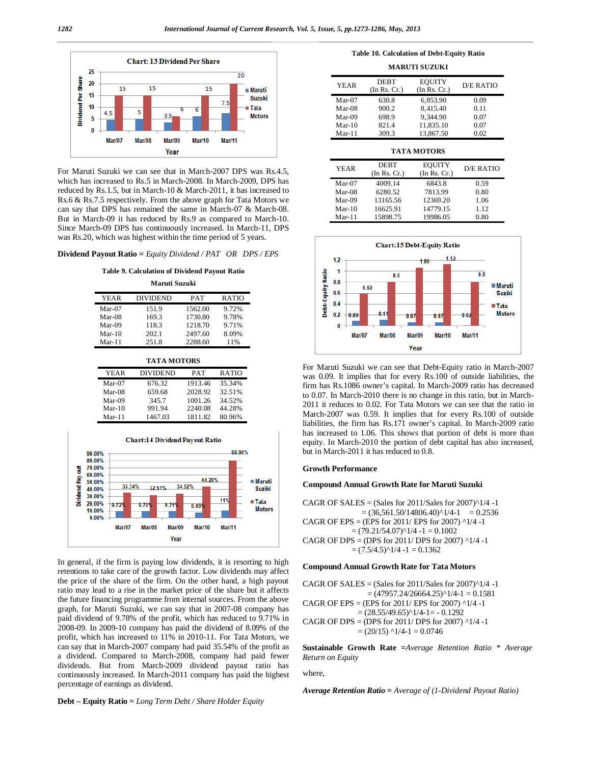Chart: 13 Dividend Per Share

For Maruti Suzuki we can see that in March-2007 DPS was Rs.4.5, which has increased to Rs.5 in March-2008. In March-2009, DPS has reduced by Rs.1.5, but in March-10 & March-2011, it has increased to Rs.6 & Rs.7.5 respectively. From the above graph for Tata Motors we can say that DPS has remained the same in March-07 & March-08. But in March-09 it has reduced by Rs.9 as compared to March-10. Since March-09 DPS has continuously increased. In March-11, DPS was Rs.20, which was highest within the time period of 5 years.

**Dividend Payout Ratio =** *Equity Dividend / PAT OR DPS / EPS*

**Table 9. Calculation of Dividend Payout Ratio**

**Maruti Suzuki**

| YEAR | DIVIDEND | PAT | RATIO |
|---|---|---|---|
| Mar-07 | 151.9 | 1562.00 | 9.72% |
| Mar-08 | 169.3 | 1730.80 | 9.78% |
| Mar-09 | 118.3 | 1218.70 | 9.71% |
| Mar-10 | 202.1 | 2497.60 | 8.09% |
| Mar-11 | 251.8 | 2288.60 | 11% |

**TATA MOTORS**

| YEAR | DIVIDEND | PAT | RATIO |
|---|---|---|---|
| Mar-07 | 676.32 | 1913.46 | 35.34% |
| Mar-08 | 659.68 | 2028.92 | 32.51% |
| Mar-09 | 345.7 | 1001.26 | 34.52% |
| Mar-10 | 991.94 | 2240.08 | 44.28% |
| Mar-11 | 1467.03 | 1811.82 | 80.96% |

Chart:14 Dividend Payout Ratio

In general, if the firm is paying low dividends, it is resorting to high retentions to take care of the growth factor. Low dividends may affect the price of the share of the firm. On the other hand, a high payout ratio may lead to a rise in the market price of the share but it affects the future financing programme from internal sources. From the above graph, for Maruti Suzuki, we can say that in 2007-08 company has paid dividend of 9.78% of the profit, which has reduced to 9.71% in 2008-09. In 2009-10 company has paid the dividend of 8.09% of the profit, which has increased to 11% in 2010-11. For Tata Motors, we can say that in March-2007 company had paid 35.54% of the profit as a dividend. Compared to March-2008, company had paid fewer dividends. But from March-2009 dividend payout ratio has continuously increased. In March-2011 company has paid the highest percentage of earnings as dividend.

**Debt – Equity Ratio =** *Long Term Debt / Share Holder Equity*

**Table 10. Calculation of Debt-Equity Ratio**

**MARUTI SUZUKI**

| YEAR | DEBT (In Rs. Cr.) | EQUITY (In Rs. Cr.) | D/E RATIO |
|---|---|---|---|
| Mar-07 | 630.8 | 6,853.90 | 0.09 |
| Mar-08 | 900.2 | 8,415.40 | 0.11 |
| Mar-09 | 698.9 | 9,344.90 | 0.07 |
| Mar-10 | 821.4 | 11,835.10 | 0.07 |
| Mar-11 | 309.3 | 13,867.50 | 0.02 |

**TATA MOTORS**

| YEAR | DEBT (In Rs. Cr.) | EQUITY (In Rs. Cr.) | D/E RATIO |
|---|---|---|---|
| Mar-07 | 4009.14 | 6843.8 | 0.59 |
| Mar-08 | 6280.52 | 7813.99 | 0.80 |
| Mar-09 | 13165.56 | 12369.20 | 1.06 |
| Mar-10 | 16625.91 | 14779.15 | 1.12 |
| Mar-11 | 15898.75 | 19986.05 | 0.80 |

Chart:15 Debt-Equity Ratio

For Maruti Suzuki we can see that Debt-Equity ratio in March-2007 was 0.09. It implies that for every Rs.100 of outside liabilities, the firm has Rs.1086 owner's capital. In March-2009 ratio has decreased to 0.07. In March-2010 there is no change in this ratio, but in March-2011 it reduces to 0.02. For Tata Motors we can see that the ratio in March-2007 was 0.59. It implies that for every Rs.100 of outside liabilities, the firm has Rs.171 owner's capital. In March-2009 ratio has increased to 1.06. This shows that portion of debt is more than equity. In March-2010 the portion of debt capital has also increased, but in March-2011 it has reduced to 0.8.

**Growth Performance**

**Compound Annual Growth Rate for Maruti Suzuki**

CAGR OF SALES = (Sales for 2011/Sales for 2007)^1/4 -1
= (36,561.50/14806.40)^1/4-1 = 0.2536

CAGR OF EPS = (EPS for 2011/ EPS for 2007) ^1/4 -1
= (79.21/54.07)^1/4 -1 = 0.1002

CAGR OF DPS = (DPS for 2011/ DPS for 2007) ^1/4 -1
= (7.5/4.5)^1/4 -1 = 0.1362

**Compound Annual Growth Rate for Tata Motors**

CAGR OF SALES = (Sales for 2011/Sales for 2007)^1/4 -1
= (47957.24/26664.25)^1/4-1 = 0.1581

CAGR OF EPS = (EPS for 2011/ EPS for 2007) ^1/4 -1
= (28.55/49.65)^1/4-1= - 0.1292

CAGR OF DPS = (DPS for 2011/ DPS for 2007) ^1/4 -1
= (20/15) ^1/4-1 = 0.0746

**Sustainable Growth Rate =***Average Retention Ratio * Average Return on Equity*

where,

***Average Retention Ratio =*** *Average of (1-Dividend Payout Ratio)*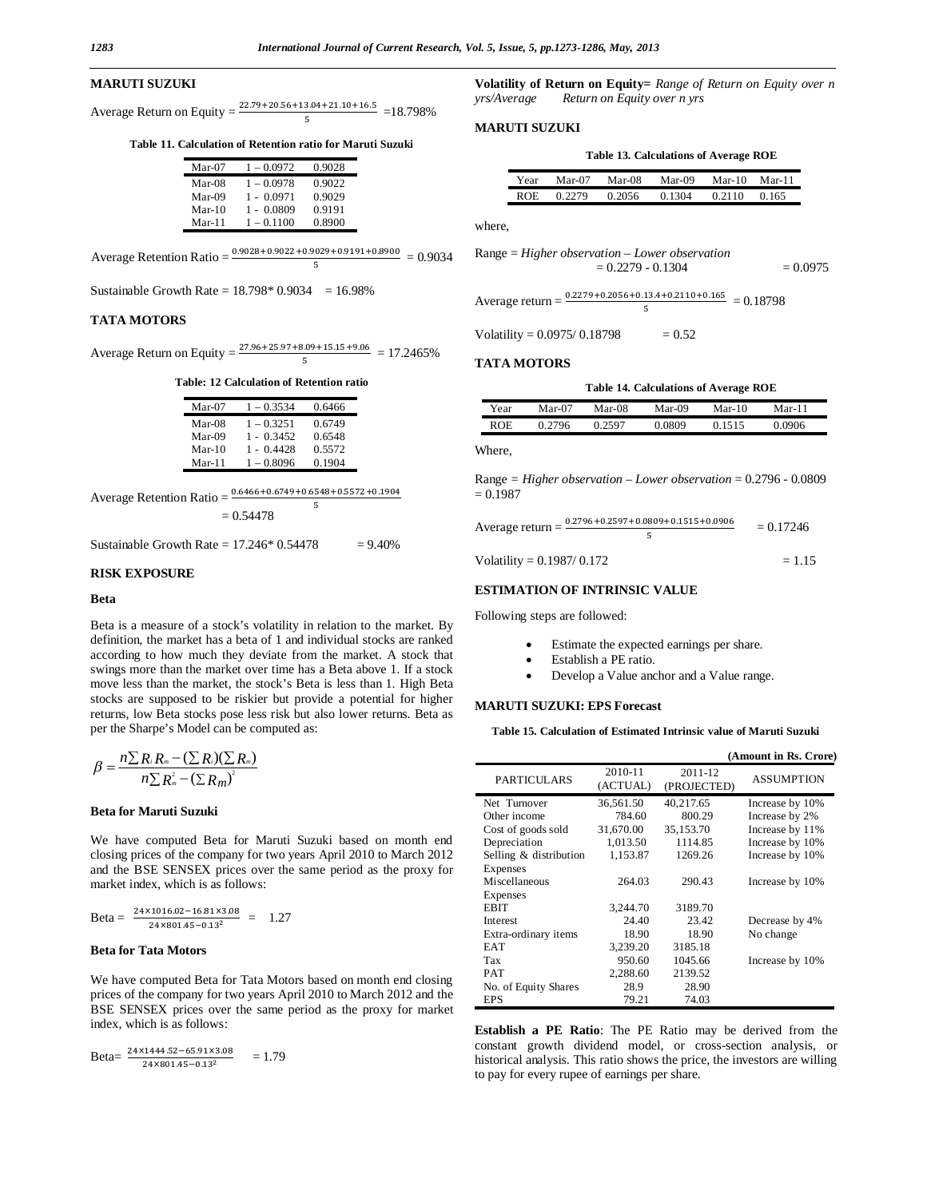## MARUTI SUZUKI

Average Return on Equity = $\frac{22.79+20.56+13.04+21.10+16.5}{5}$ =18.798%

**Table 11. Calculation of Retention ratio for Maruti Suzuki**

| | | |
|---|---|---|
| Mar-07 | 1 – 0.0972 | 0.9028 |
| Mar-08 | 1 – 0.0978 | 0.9022 |
| Mar-09 | 1 - 0.0971 | 0.9029 |
| Mar-10 | 1 - 0.0809 | 0.9191 |
| Mar-11 | 1 – 0.1100 | 0.8900 |

Average Retention Ratio = $\frac{0.9028+0.9022+0.9029+0.9191+0.8900}{5}$ = 0.9034

Sustainable Growth Rate = 18.798* 0.9034 = 16.98%

## TATA MOTORS

Average Return on Equity = $\frac{27.96+25.97+8.09+15.15+9.06}{5}$ = 17.2465%

**Table: 12 Calculation of Retention ratio**

| | | |
|---|---|---|
| Mar-07 | 1 – 0.3534 | 0.6466 |
| Mar-08 | 1 – 0.3251 | 0.6749 |
| Mar-09 | 1 - 0.3452 | 0.6548 |
| Mar-10 | 1 - 0.4428 | 0.5572 |
| Mar-11 | 1 – 0.8096 | 0.1904 |

Average Retention Ratio = $\frac{0.6466+0.6749+0.6548+0.5572+0.1904}{5}$
= 0.54478

Sustainable Growth Rate = 17.246* 0.54478 = 9.40%

## RISK EXPOSURE

### Beta

Beta is a measure of a stock's volatility in relation to the market. By definition, the market has a beta of 1 and individual stocks are ranked according to how much they deviate from the market. A stock that swings more than the market over time has a Beta above 1. If a stock move less than the market, the stock's Beta is less than 1. High Beta stocks are supposed to be riskier but provide a potential for higher returns, low Beta stocks pose less risk but also lower returns. Beta as per the Sharpe's Model can be computed as:

$$\beta = \frac{n\sum R_i R_m - (\sum R_i)(\sum R_m)}{n\sum R_m^2 - (\sum R_m)^2}$$

### Beta for Maruti Suzuki

We have computed Beta for Maruti Suzuki based on month end closing prices of the company for two years April 2010 to March 2012 and the BSE SENSEX prices over the same period as the proxy for market index, which is as follows:

Beta = $\frac{24\times1016.02-16.81\times3.08}{24\times801.45-0.13^2}$ = 1.27

### Beta for Tata Motors

We have computed Beta for Tata Motors based on month end closing prices of the company for two years April 2010 to March 2012 and the BSE SENSEX prices over the same period as the proxy for market index, which is as follows:

Beta= $\frac{24\times1444.52-65.91\times3.08}{24\times801.45-0.13^2}$ = 1.79

**Volatility of Return on Equity=** *Range of Return on Equity over n yrs/Average Return on Equity over n yrs*

## MARUTI SUZUKI

**Table 13. Calculations of Average ROE**

| Year | Mar-07 | Mar-08 | Mar-09 | Mar-10 | Mar-11 |
|---|---|---|---|---|---|
| ROE | 0.2279 | 0.2056 | 0.1304 | 0.2110 | 0.165 |

where,

Range = *Higher observation – Lower observation*
= 0.2279 - 0.1304 = 0.0975

Average return = $\frac{0.2279+0.2056+0.13.4+0.2110+0.165}{5}$ = 0.18798

Volatility = 0.0975/ 0.18798 = 0.52

## TATA MOTORS

**Table 14. Calculations of Average ROE**

| Year | Mar-07 | Mar-08 | Mar-09 | Mar-10 | Mar-11 |
|---|---|---|---|---|---|
| ROE | 0.2796 | 0.2597 | 0.0809 | 0.1515 | 0.0906 |

Where,

Range = *Higher observation – Lower observation* = 0.2796 - 0.0809 = 0.1987

Average return = $\frac{0.2796+0.2597+0.0809+0.1515+0.0906}{5}$ = 0.17246

Volatility = 0.1987/ 0.172 = 1.15

## ESTIMATION OF INTRINSIC VALUE

Following steps are followed:

- Estimate the expected earnings per share.
- Establish a PE ratio.
- Develop a Value anchor and a Value range.

### MARUTI SUZUKI: EPS Forecast

**Table 15. Calculation of Estimated Intrinsic value of Maruti Suzuki**

(Amount in Rs. Crore)

| PARTICULARS | 2010-11 (ACTUAL) | 2011-12 (PROJECTED) | ASSUMPTION |
|---|---|---|---|
| Net Turnover | 36,561.50 | 40,217.65 | Increase by 10% |
| Other income | 784.60 | 800.29 | Increase by 2% |
| Cost of goods sold | 31,670.00 | 35,153.70 | Increase by 11% |
| Depreciation | 1,013.50 | 1114.85 | Increase by 10% |
| Selling & distribution Expenses | 1,153.87 | 1269.26 | Increase by 10% |
| Miscellaneous Expenses | 264.03 | 290.43 | Increase by 10% |
| EBIT | 3,244.70 | 3189.70 | |
| Interest | 24.40 | 23.42 | Decrease by 4% |
| Extra-ordinary items | 18.90 | 18.90 | No change |
| EAT | 3,239.20 | 3185.18 | |
| Tax | 950.60 | 1045.66 | Increase by 10% |
| PAT | 2,288.60 | 2139.52 | |
| No. of Equity Shares | 28.9 | 28.90 | |
| EPS | 79.21 | 74.03 | |

**Establish a PE Ratio**: The PE Ratio may be derived from the constant growth dividend model, or cross-section analysis, or historical analysis. This ratio shows the price, the investors are willing to pay for every rupee of earnings per share.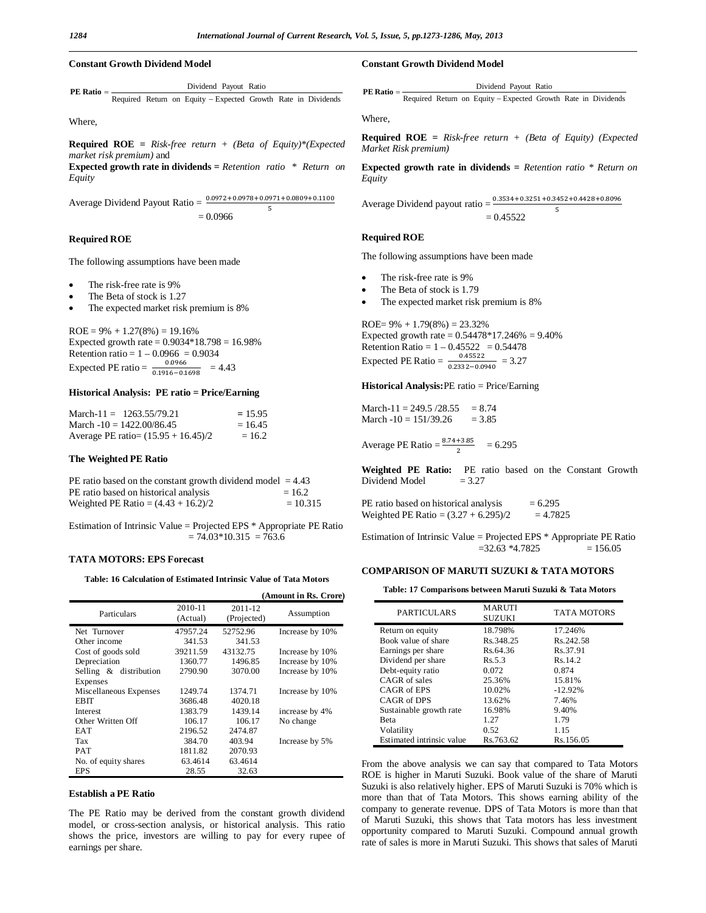### Constant Growth Dividend Model

$$\textbf{PE Ratio} = \frac{\text{Dividend Payout Ratio}}{\text{Required Return on Equity} - \text{Expected Growth Rate in Dividends}}$$

Where,

**Required ROE =** *Risk-free return + (Beta of Equity)*(Expected market risk premium)* and

**Expected growth rate in dividends =** *Retention ratio * Return on Equity*

$$\text{Average Dividend Payout Ratio} = \frac{0.0972+0.0978+0.0971+0.0809+0.1100}{5} = 0.0966$$

### Required ROE

The following assumptions have been made

- The risk-free rate is 9%
- The Beta of stock is 1.27
- The expected market risk premium is 8%

ROE = 9% + 1.27(8%) = 19.16%

Expected growth rate = 0.9034*18.798 = 16.98%

Retention ratio = 1 – 0.0966 = 0.9034

$$\text{Expected PE ratio} = \frac{0.0966}{0.1916-0.1698} = 4.43$$

### Historical Analysis: PE ratio = Price/Earning

March-11 = 1263.55/79.21 = 15.95

March -10 = 1422.00/86.45 = 16.45

Average PE ratio= (15.95 + 16.45)/2 = 16.2

### The Weighted PE Ratio

PE ratio based on the constant growth dividend model = 4.43

PE ratio based on historical analysis = 16.2

Weighted PE Ratio = (4.43 + 16.2)/2 = 10.315

Estimation of Intrinsic Value = Projected EPS * Appropriate PE Ratio

= 74.03*10.315 = 763.6

### TATA MOTORS: EPS Forecast

**Table: 16 Calculation of Estimated Intrinsic Value of Tata Motors**

**(Amount in Rs. Crore)**

| Particulars | 2010-11 (Actual) | 2011-12 (Projected) | Assumption |
|---|---|---|---|
| Net Turnover | 47957.24 | 52752.96 | Increase by 10% |
| Other income | 341.53 | 341.53 | |
| Cost of goods sold | 39211.59 | 43132.75 | Increase by 10% |
| Depreciation | 1360.77 | 1496.85 | Increase by 10% |
| Selling & distribution Expenses | 2790.90 | 3070.00 | Increase by 10% |
| Miscellaneous Expenses | 1249.74 | 1374.71 | Increase by 10% |
| EBIT | 3686.48 | 4020.18 | |
| Interest | 1383.79 | 1439.14 | increase by 4% |
| Other Written Off | 106.17 | 106.17 | No change |
| EAT | 2196.52 | 2474.87 | |
| Tax | 384.70 | 403.94 | Increase by 5% |
| PAT | 1811.82 | 2070.93 | |
| No. of equity shares | 63.4614 | 63.4614 | |
| EPS | 28.55 | 32.63 | |

### Establish a PE Ratio

The PE Ratio may be derived from the constant growth dividend model, or cross-section analysis, or historical analysis. This ratio shows the price, investors are willing to pay for every rupee of earnings per share.

### Constant Growth Dividend Model

$$\textbf{PE Ratio} = \frac{\text{Dividend Payout Ratio}}{\text{Required Return on Equity} - \text{Expected Growth Rate in Dividends}}$$

Where,

**Required ROE =** *Risk-free return + (Beta of Equity) (Expected Market Risk premium)*

**Expected growth rate in dividends =** *Retention ratio * Return on Equity*

$$\text{Average Dividend payout ratio} = \frac{0.3534+0.3251+0.3452+0.4428+0.8096}{5} = 0.45522$$

### Required ROE

The following assumptions have been made

- The risk-free rate is 9%
- The Beta of stock is 1.79
- The expected market risk premium is 8%

ROE= 9% + 1.79(8%) = 23.32%

Expected growth rate = 0.54478*17.246% = 9.40%

Retention Ratio = 1 – 0.45522 = 0.54478

$$\text{Expected PE Ratio} = \frac{0.45522}{0.2332-0.0940} = 3.27$$

**Historical Analysis:** PE ratio = Price/Earning

March-11 = 249.5 /28.55 = 8.74

March -10 = 151/39.26 = 3.85

$$\text{Average PE Ratio} = \frac{8.74+3.85}{2} = 6.295$$

**Weighted PE Ratio:** PE ratio based on the Constant Growth Dividend Model = 3.27

PE ratio based on historical analysis = 6.295

Weighted PE Ratio = (3.27 + 6.295)/2 = 4.7825

Estimation of Intrinsic Value = Projected EPS * Appropriate PE Ratio

=32.63 *4.7825 = 156.05

### COMPARISON OF MARUTI SUZUKI & TATA MOTORS

**Table: 17 Comparisons between Maruti Suzuki & Tata Motors**

| PARTICULARS | MARUTI SUZUKI | TATA MOTORS |
|---|---|---|
| Return on equity | 18.798% | 17.246% |
| Book value of share | Rs.348.25 | Rs.242.58 |
| Earnings per share | Rs.64.36 | Rs.37.91 |
| Dividend per share | Rs.5.3 | Rs.14.2 |
| Debt-equity ratio | 0.072 | 0.874 |
| CAGR of sales | 25.36% | 15.81% |
| CAGR of EPS | 10.02% | -12.92% |
| CAGR of DPS | 13.62% | 7.46% |
| Sustainable growth rate | 16.98% | 9.40% |
| Beta | 1.27 | 1.79 |
| Volatility | 0.52 | 1.15 |
| Estimated intrinsic value | Rs.763.62 | Rs.156.05 |

From the above analysis we can say that compared to Tata Motors ROE is higher in Maruti Suzuki. Book value of the share of Maruti Suzuki is also relatively higher. EPS of Maruti Suzuki is 70% which is more than that of Tata Motors. This shows earning ability of the company to generate revenue. DPS of Tata Motors is more than that of Maruti Suzuki, this shows that Tata motors has less investment opportunity compared to Maruti Suzuki. Compound annual growth rate of sales is more in Maruti Suzuki. This shows that sales of Maruti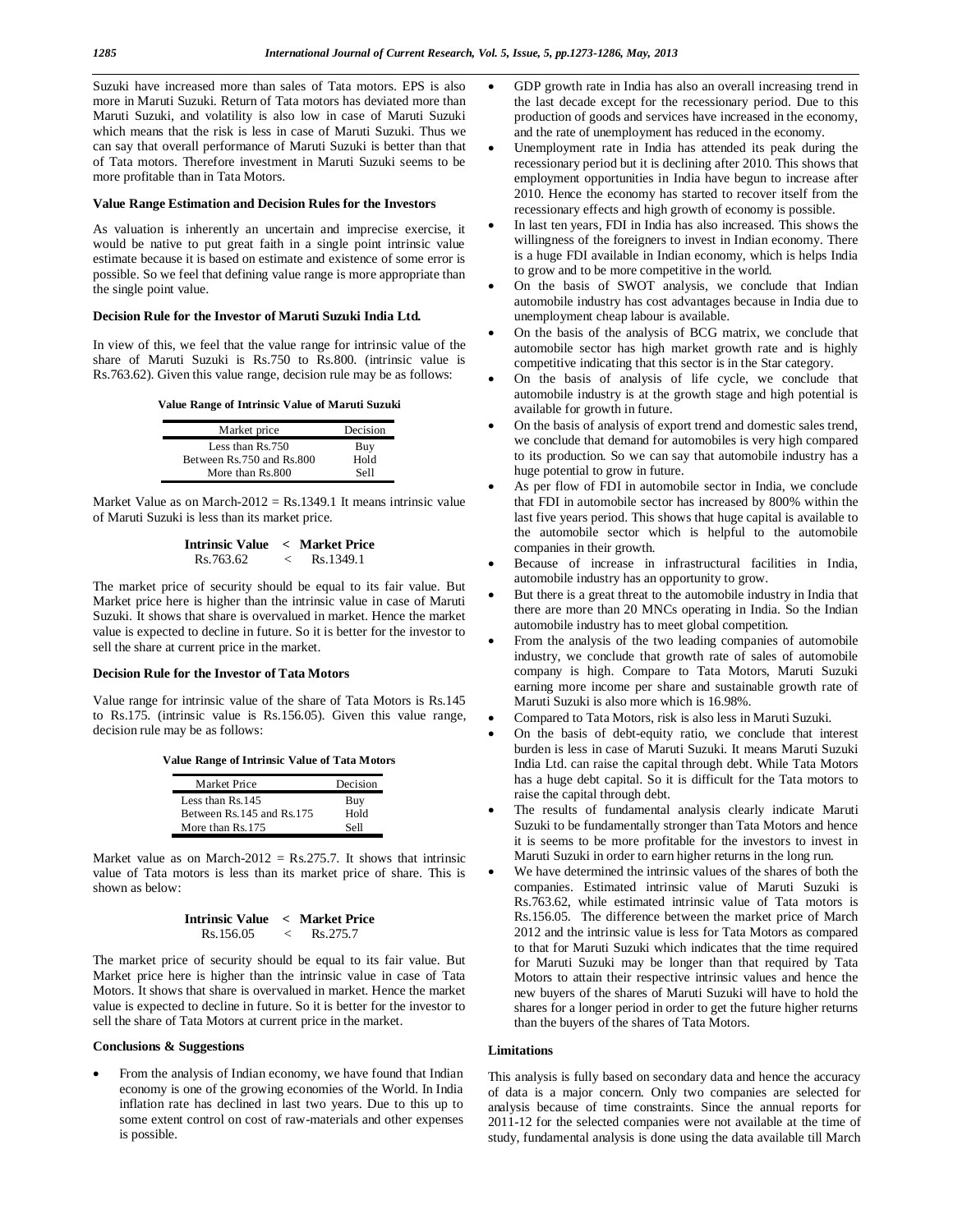Suzuki have increased more than sales of Tata motors. EPS is also more in Maruti Suzuki. Return of Tata motors has deviated more than Maruti Suzuki, and volatility is also low in case of Maruti Suzuki which means that the risk is less in case of Maruti Suzuki. Thus we can say that overall performance of Maruti Suzuki is better than that of Tata motors. Therefore investment in Maruti Suzuki seems to be more profitable than in Tata Motors.

### Value Range Estimation and Decision Rules for the Investors

As valuation is inherently an uncertain and imprecise exercise, it would be native to put great faith in a single point intrinsic value estimate because it is based on estimate and existence of some error is possible. So we feel that defining value range is more appropriate than the single point value.

### Decision Rule for the Investor of Maruti Suzuki India Ltd.

In view of this, we feel that the value range for intrinsic value of the share of Maruti Suzuki is Rs.750 to Rs.800. (intrinsic value is Rs.763.62). Given this value range, decision rule may be as follows:

**Value Range of Intrinsic Value of Maruti Suzuki**

| Market price | Decision |
|---|---|
| Less than Rs.750 | Buy |
| Between Rs.750 and Rs.800 | Hold |
| More than Rs.800 | Sell |

Market Value as on March-2012 = Rs.1349.1 It means intrinsic value of Maruti Suzuki is less than its market price.

| **Intrinsic Value** | **<** | **Market Price** |
|---|---|---|
| Rs.763.62 | < | Rs.1349.1 |

The market price of security should be equal to its fair value. But Market price here is higher than the intrinsic value in case of Maruti Suzuki. It shows that share is overvalued in market. Hence the market value is expected to decline in future. So it is better for the investor to sell the share at current price in the market.

### Decision Rule for the Investor of Tata Motors

Value range for intrinsic value of the share of Tata Motors is Rs.145 to Rs.175. (intrinsic value is Rs.156.05). Given this value range, decision rule may be as follows:

**Value Range of Intrinsic Value of Tata Motors**

| Market Price | Decision |
|---|---|
| Less than Rs.145 | Buy |
| Between Rs.145 and Rs.175 | Hold |
| More than Rs.175 | Sell |

Market value as on March-2012 = Rs.275.7. It shows that intrinsic value of Tata motors is less than its market price of share. This is shown as below:

| **Intrinsic Value** | **<** | **Market Price** |
|---|---|---|
| Rs.156.05 | < | Rs.275.7 |

The market price of security should be equal to its fair value. But Market price here is higher than the intrinsic value in case of Tata Motors. It shows that share is overvalued in market. Hence the market value is expected to decline in future. So it is better for the investor to sell the share of Tata Motors at current price in the market.

### Conclusions & Suggestions

- From the analysis of Indian economy, we have found that Indian economy is one of the growing economies of the World. In India inflation rate has declined in last two years. Due to this up to some extent control on cost of raw-materials and other expenses is possible.
- GDP growth rate in India has also an overall increasing trend in the last decade except for the recessionary period. Due to this production of goods and services have increased in the economy, and the rate of unemployment has reduced in the economy.
- Unemployment rate in India has attended its peak during the recessionary period but it is declining after 2010. This shows that employment opportunities in India have begun to increase after 2010. Hence the economy has started to recover itself from the recessionary effects and high growth of economy is possible.
- In last ten years, FDI in India has also increased. This shows the willingness of the foreigners to invest in Indian economy. There is a huge FDI available in Indian economy, which is helps India to grow and to be more competitive in the world.
- On the basis of SWOT analysis, we conclude that Indian automobile industry has cost advantages because in India due to unemployment cheap labour is available.
- On the basis of the analysis of BCG matrix, we conclude that automobile sector has high market growth rate and is highly competitive indicating that this sector is in the Star category.
- On the basis of analysis of life cycle, we conclude that automobile industry is at the growth stage and high potential is available for growth in future.
- On the basis of analysis of export trend and domestic sales trend, we conclude that demand for automobiles is very high compared to its production. So we can say that automobile industry has a huge potential to grow in future.
- As per flow of FDI in automobile sector in India, we conclude that FDI in automobile sector has increased by 800% within the last five years period. This shows that huge capital is available to the automobile sector which is helpful to the automobile companies in their growth.
- Because of increase in infrastructural facilities in India, automobile industry has an opportunity to grow.
- But there is a great threat to the automobile industry in India that there are more than 20 MNCs operating in India. So the Indian automobile industry has to meet global competition.
- From the analysis of the two leading companies of automobile industry, we conclude that growth rate of sales of automobile company is high. Compare to Tata Motors, Maruti Suzuki earning more income per share and sustainable growth rate of Maruti Suzuki is also more which is 16.98%.
- Compared to Tata Motors, risk is also less in Maruti Suzuki.
- On the basis of debt-equity ratio, we conclude that interest burden is less in case of Maruti Suzuki. It means Maruti Suzuki India Ltd. can raise the capital through debt. While Tata Motors has a huge debt capital. So it is difficult for the Tata motors to raise the capital through debt.
- The results of fundamental analysis clearly indicate Maruti Suzuki to be fundamentally stronger than Tata Motors and hence it is seems to be more profitable for the investors to invest in Maruti Suzuki in order to earn higher returns in the long run.
- We have determined the intrinsic values of the shares of both the companies. Estimated intrinsic value of Maruti Suzuki is Rs.763.62, while estimated intrinsic value of Tata motors is Rs.156.05. The difference between the market price of March 2012 and the intrinsic value is less for Tata Motors as compared to that for Maruti Suzuki which indicates that the time required for Maruti Suzuki may be longer than that required by Tata Motors to attain their respective intrinsic values and hence the new buyers of the shares of Maruti Suzuki will have to hold the shares for a longer period in order to get the future higher returns than the buyers of the shares of Tata Motors.

### Limitations

This analysis is fully based on secondary data and hence the accuracy of data is a major concern. Only two companies are selected for analysis because of time constraints. Since the annual reports for 2011-12 for the selected companies were not available at the time of study, fundamental analysis is done using the data available till March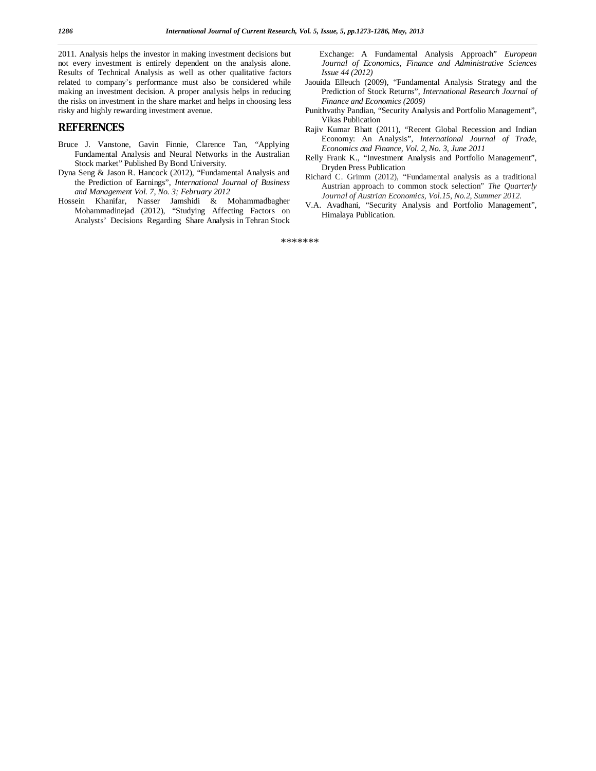2011. Analysis helps the investor in making investment decisions but not every investment is entirely dependent on the analysis alone. Results of Technical Analysis as well as other qualitative factors related to company's performance must also be considered while making an investment decision. A proper analysis helps in reducing the risks on investment in the share market and helps in choosing less risky and highly rewarding investment avenue.

## REFERENCES

Bruce J. Vanstone, Gavin Finnie, Clarence Tan, "Applying Fundamental Analysis and Neural Networks in the Australian Stock market" Published By Bond University.

Dyna Seng & Jason R. Hancock (2012), "Fundamental Analysis and the Prediction of Earnings", *International Journal of Business and Management Vol. 7, No. 3; February 2012*

Hossein Khanifar, Nasser Jamshidi & Mohammadbagher Mohammadinejad (2012), "Studying Affecting Factors on Analysts' Decisions Regarding Share Analysis in Tehran Stock Exchange: A Fundamental Analysis Approach" *European Journal of Economics, Finance and Administrative Sciences Issue 44 (2012)*

Jaouida Elleuch (2009), "Fundamental Analysis Strategy and the Prediction of Stock Returns", *International Research Journal of Finance and Economics (2009)*

Punithvathy Pandian, "Security Analysis and Portfolio Management", Vikas Publication

Rajiv Kumar Bhatt (2011), "Recent Global Recession and Indian Economy: An Analysis", *International Journal of Trade, Economics and Finance, Vol. 2, No. 3, June 2011*

Relly Frank K., "Investment Analysis and Portfolio Management", Dryden Press Publication

Richard C. Grimm (2012), "Fundamental analysis as a traditional Austrian approach to common stock selection" *The Quarterly Journal of Austrian Economics, Vol.15, No.2, Summer 2012.*

V.A. Avadhani, "Security Analysis and Portfolio Management", Himalaya Publication.

*******